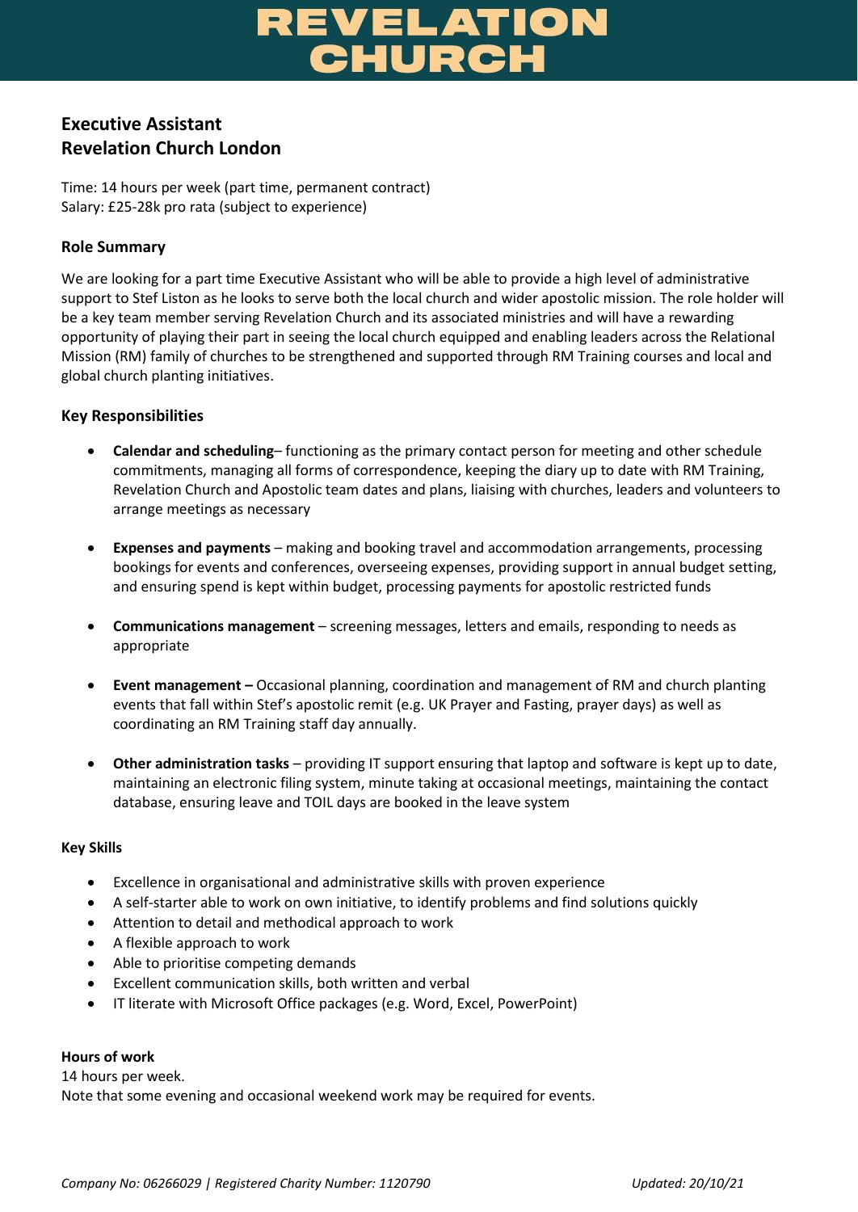# REVELATION CHURCH

## Executive Assistant
## Revelation Church London

Time: 14 hours per week (part time, permanent contract)
Salary: £25-28k pro rata (subject to experience)

### Role Summary

We are looking for a part time Executive Assistant who will be able to provide a high level of administrative support to Stef Liston as he looks to serve both the local church and wider apostolic mission. The role holder will be a key team member serving Revelation Church and its associated ministries and will have a rewarding opportunity of playing their part in seeing the local church equipped and enabling leaders across the Relational Mission (RM) family of churches to be strengthened and supported through RM Training courses and local and global church planting initiatives.

### Key Responsibilities

- **Calendar and scheduling**– functioning as the primary contact person for meeting and other schedule commitments, managing all forms of correspondence, keeping the diary up to date with RM Training, Revelation Church and Apostolic team dates and plans, liaising with churches, leaders and volunteers to arrange meetings as necessary

- **Expenses and payments** – making and booking travel and accommodation arrangements, processing bookings for events and conferences, overseeing expenses, providing support in annual budget setting, and ensuring spend is kept within budget, processing payments for apostolic restricted funds

- **Communications management** – screening messages, letters and emails, responding to needs as appropriate

- **Event management –** Occasional planning, coordination and management of RM and church planting events that fall within Stef's apostolic remit (e.g. UK Prayer and Fasting, prayer days) as well as coordinating an RM Training staff day annually.

- **Other administration tasks** – providing IT support ensuring that laptop and software is kept up to date, maintaining an electronic filing system, minute taking at occasional meetings, maintaining the contact database, ensuring leave and TOIL days are booked in the leave system

#### Key Skills

- Excellence in organisational and administrative skills with proven experience
- A self-starter able to work on own initiative, to identify problems and find solutions quickly
- Attention to detail and methodical approach to work
- A flexible approach to work
- Able to prioritise competing demands
- Excellent communication skills, both written and verbal
- IT literate with Microsoft Office packages (e.g. Word, Excel, PowerPoint)

#### Hours of work

14 hours per week.
Note that some evening and occasional weekend work may be required for events.

*Company No: 06266029 | Registered Charity Number: 1120790* *Updated: 20/10/21*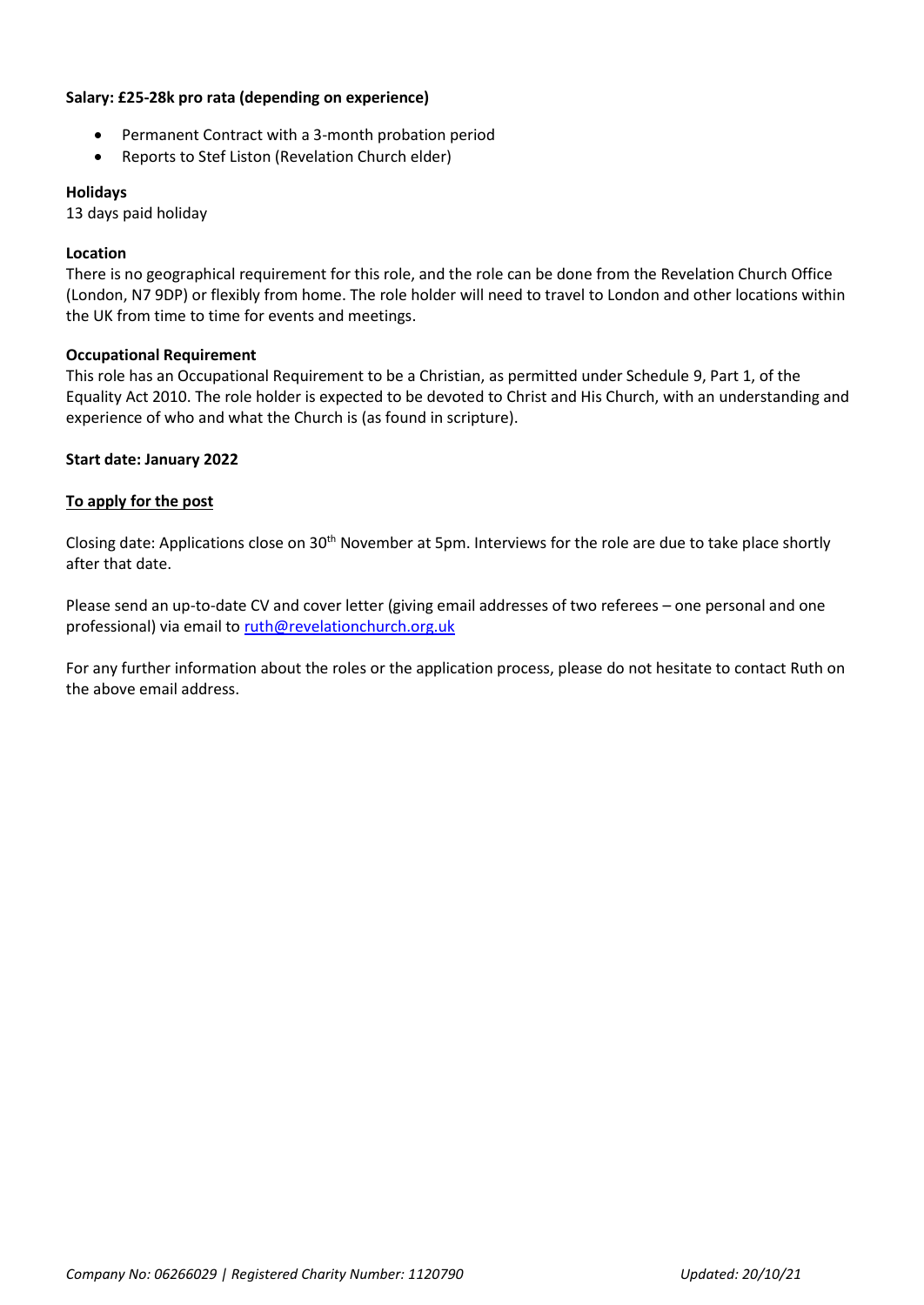**Salary: £25-28k pro rata (depending on experience)**

- Permanent Contract with a 3-month probation period
- Reports to Stef Liston (Revelation Church elder)

**Holidays**
13 days paid holiday

**Location**
There is no geographical requirement for this role, and the role can be done from the Revelation Church Office (London, N7 9DP) or flexibly from home. The role holder will need to travel to London and other locations within the UK from time to time for events and meetings.

**Occupational Requirement**
This role has an Occupational Requirement to be a Christian, as permitted under Schedule 9, Part 1, of the Equality Act 2010. The role holder is expected to be devoted to Christ and His Church, with an understanding and experience of who and what the Church is (as found in scripture).

**Start date: January 2022**

**To apply for the post**

Closing date: Applications close on 30th November at 5pm. Interviews for the role are due to take place shortly after that date.

Please send an up-to-date CV and cover letter (giving email addresses of two referees – one personal and one professional) via email to ruth@revelationchurch.org.uk

For any further information about the roles or the application process, please do not hesitate to contact Ruth on the above email address.

*Company No: 06266029 | Registered Charity Number: 1120790* *Updated: 20/10/21*